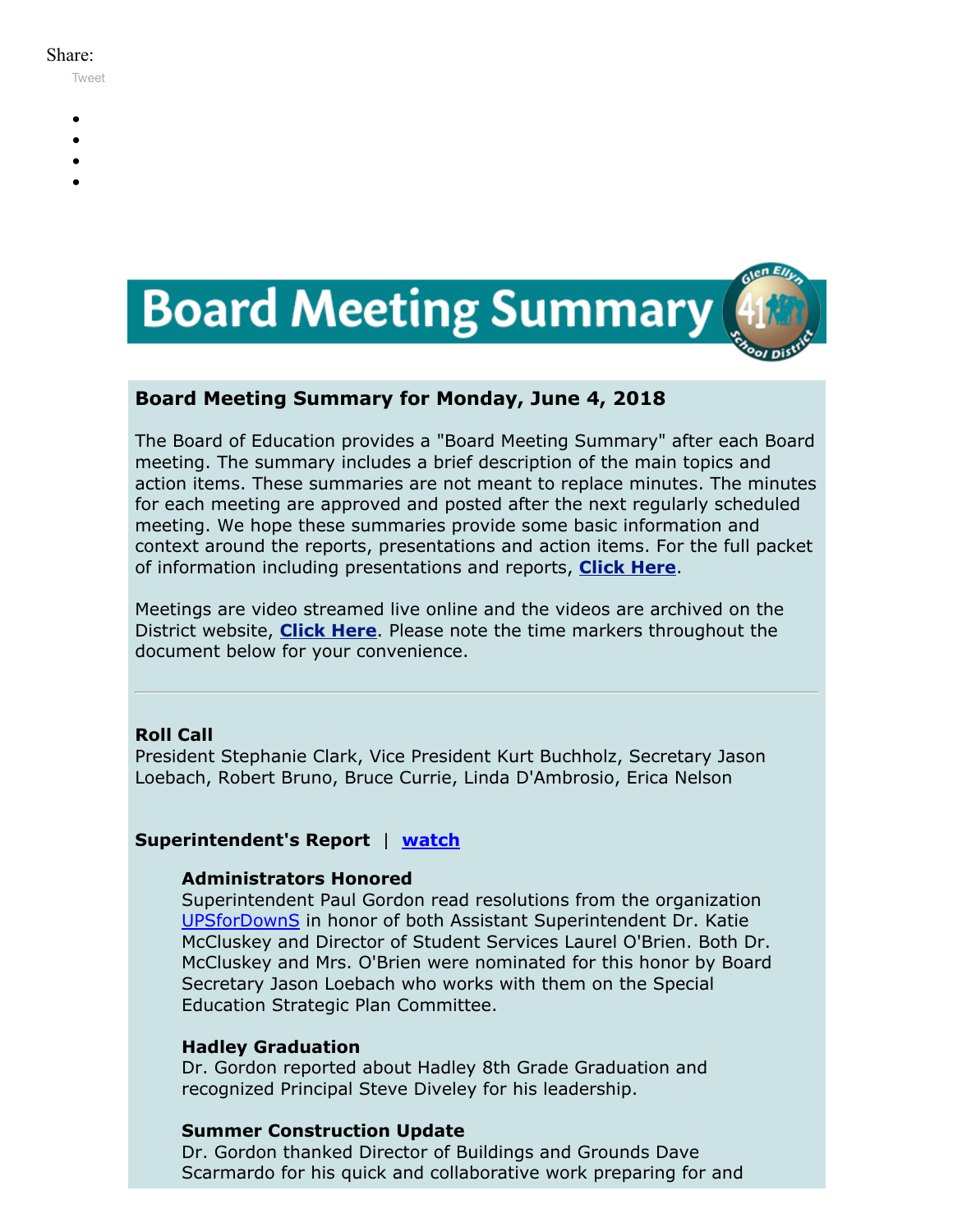Share:

Tweet

# Board Meeting Summary

## Board Meeting Summary for Monday, June 4, 2018

The Board of Education provides a "Board Meeting Summary" after each Board meeting. The summary includes a brief description of the main topics and action items. These summaries are not meant to replace minutes. The minutes for each meeting are approved and posted after the next regularly scheduled meeting. We hope these summaries provide some basic information and context around the reports, presentations and action items. For the full packet of information including presentations and reports, **Click Here**.

Meetings are video streamed live online and the videos are archived on the District website, **Click Here**. Please note the time markers throughout the document below for your convenience.

---

**Roll Call**
President Stephanie Clark, Vice President Kurt Buchholz, Secretary Jason Loebach, Robert Bruno, Bruce Currie, Linda D'Ambrosio, Erica Nelson

### Superintendent's Report | watch

**Administrators Honored**
Superintendent Paul Gordon read resolutions from the organization UPSforDownS in honor of both Assistant Superintendent Dr. Katie McCluskey and Director of Student Services Laurel O'Brien. Both Dr. McCluskey and Mrs. O'Brien were nominated for this honor by Board Secretary Jason Loebach who works with them on the Special Education Strategic Plan Committee.

**Hadley Graduation**
Dr. Gordon reported about Hadley 8th Grade Graduation and recognized Principal Steve Diveley for his leadership.

**Summer Construction Update**
Dr. Gordon thanked Director of Buildings and Grounds Dave Scarmardo for his quick and collaborative work preparing for and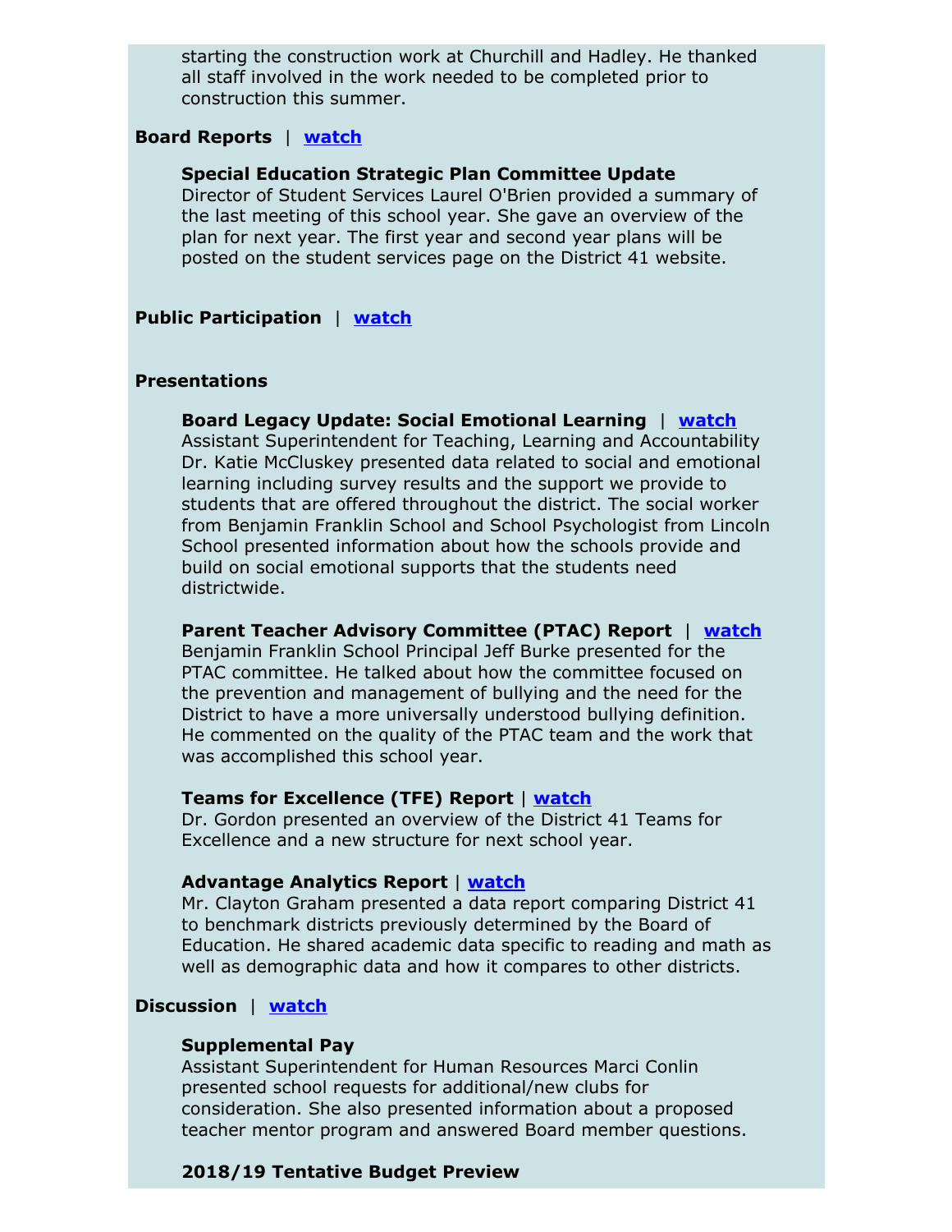starting the construction work at Churchill and Hadley. He thanked all staff involved in the work needed to be completed prior to construction this summer.

**Board Reports** | **watch**

**Special Education Strategic Plan Committee Update**
Director of Student Services Laurel O'Brien provided a summary of the last meeting of this school year. She gave an overview of the plan for next year. The first year and second year plans will be posted on the student services page on the District 41 website.

**Public Participation** | **watch**

**Presentations**

**Board Legacy Update: Social Emotional Learning** | **watch**
Assistant Superintendent for Teaching, Learning and Accountability Dr. Katie McCluskey presented data related to social and emotional learning including survey results and the support we provide to students that are offered throughout the district. The social worker from Benjamin Franklin School and School Psychologist from Lincoln School presented information about how the schools provide and build on social emotional supports that the students need districtwide.

**Parent Teacher Advisory Committee (PTAC) Report** | **watch**
Benjamin Franklin School Principal Jeff Burke presented for the PTAC committee. He talked about how the committee focused on the prevention and management of bullying and the need for the District to have a more universally understood bullying definition. He commented on the quality of the PTAC team and the work that was accomplished this school year.

**Teams for Excellence (TFE) Report** | **watch**
Dr. Gordon presented an overview of the District 41 Teams for Excellence and a new structure for next school year.

**Advantage Analytics Report** | **watch**
Mr. Clayton Graham presented a data report comparing District 41 to benchmark districts previously determined by the Board of Education. He shared academic data specific to reading and math as well as demographic data and how it compares to other districts.

**Discussion** | **watch**

**Supplemental Pay**
Assistant Superintendent for Human Resources Marci Conlin presented school requests for additional/new clubs for consideration. She also presented information about a proposed teacher mentor program and answered Board member questions.

**2018/19 Tentative Budget Preview**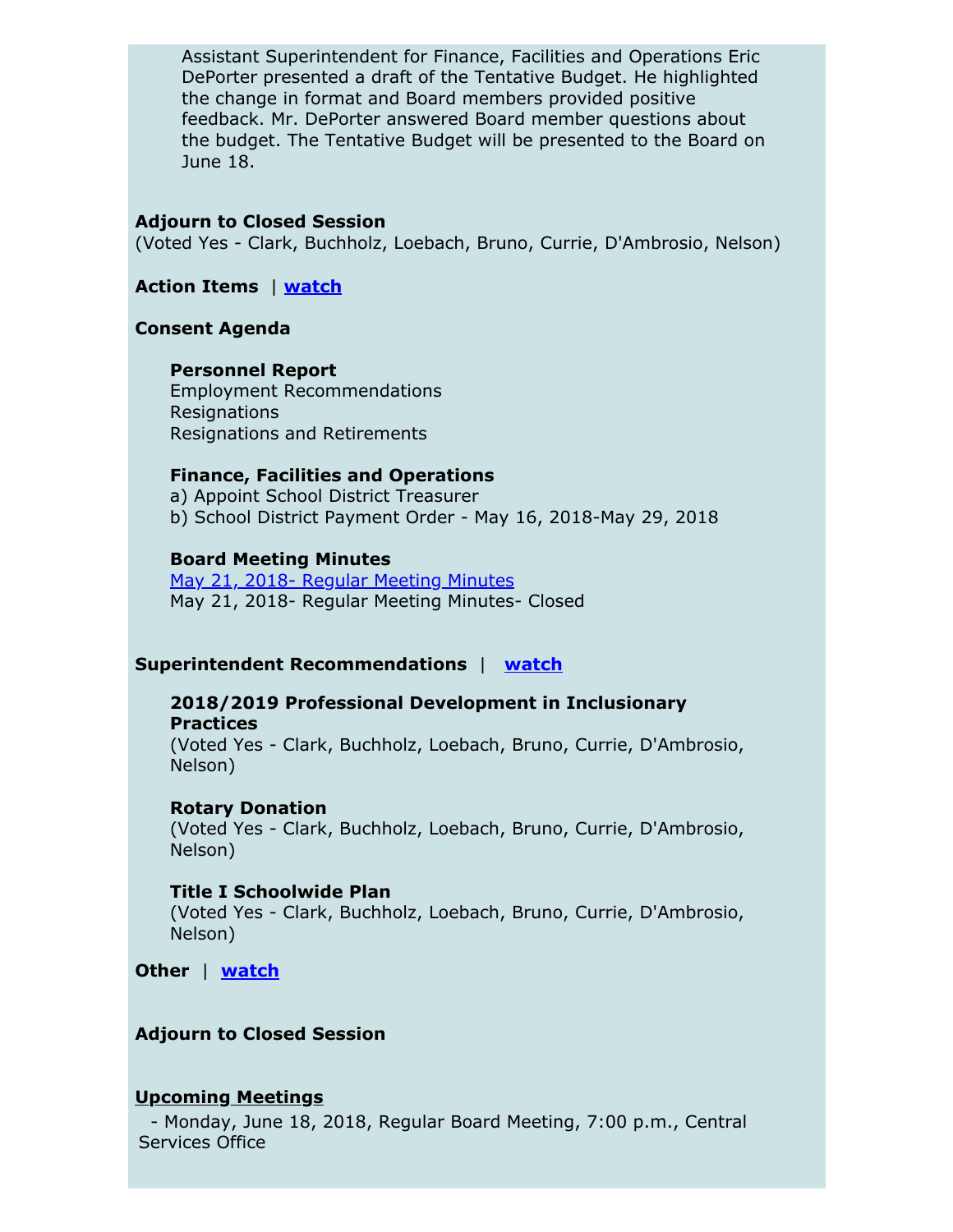Assistant Superintendent for Finance, Facilities and Operations Eric DePorter presented a draft of the Tentative Budget. He highlighted the change in format and Board members provided positive feedback. Mr. DePorter answered Board member questions about the budget. The Tentative Budget will be presented to the Board on June 18.

**Adjourn to Closed Session**
(Voted Yes - Clark, Buchholz, Loebach, Bruno, Currie, D'Ambrosio, Nelson)

**Action Items** | **watch**

**Consent Agenda**

**Personnel Report**
Employment Recommendations
Resignations
Resignations and Retirements

**Finance, Facilities and Operations**
a) Appoint School District Treasurer
b) School District Payment Order - May 16, 2018-May 29, 2018

**Board Meeting Minutes**
May 21, 2018- Regular Meeting Minutes
May 21, 2018- Regular Meeting Minutes- Closed

**Superintendent Recommendations** | **watch**

**2018/2019 Professional Development in Inclusionary Practices**
(Voted Yes - Clark, Buchholz, Loebach, Bruno, Currie, D'Ambrosio, Nelson)

**Rotary Donation**
(Voted Yes - Clark, Buchholz, Loebach, Bruno, Currie, D'Ambrosio, Nelson)

**Title I Schoolwide Plan**
(Voted Yes - Clark, Buchholz, Loebach, Bruno, Currie, D'Ambrosio, Nelson)

**Other** | **watch**

**Adjourn to Closed Session**

**Upcoming Meetings**

- Monday, June 18, 2018, Regular Board Meeting, 7:00 p.m., Central Services Office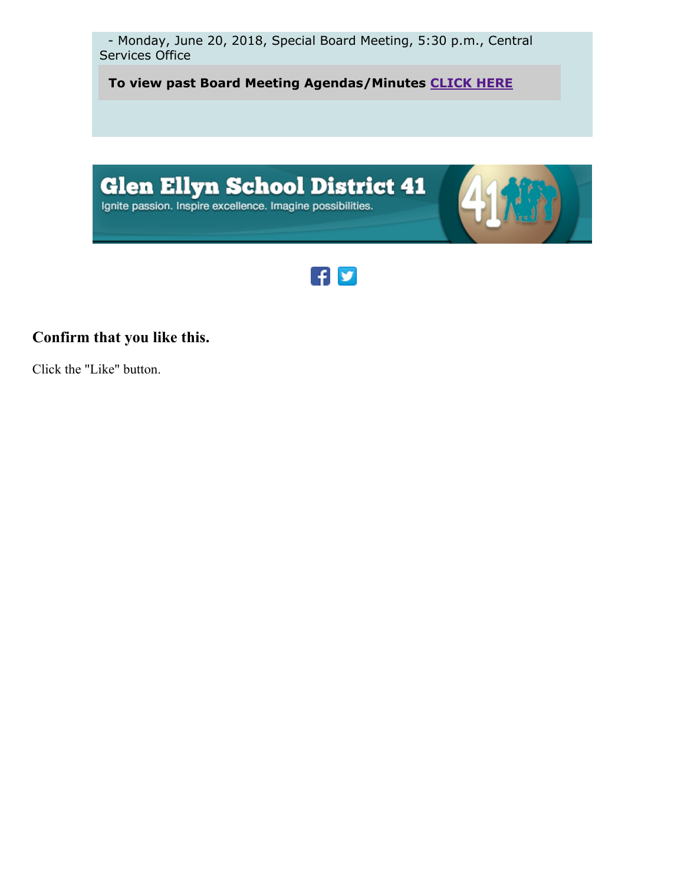- Monday, June 20, 2018, Special Board Meeting, 5:30 p.m., Central Services Office

**To view past Board Meeting Agendas/Minutes CLICK HERE**

Glen Ellyn School District 41

Ignite passion. Inspire excellence. Imagine possibilities.

## Confirm that you like this.

Click the "Like" button.